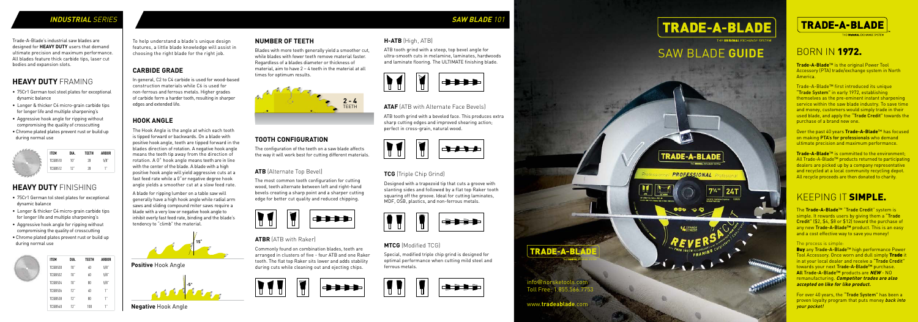## *INDUSTRIAL* SERIES

Trade-A-Blade's industrial saw blades are designed for **HEAVY DUTY** users that demand ultimate precision and maximum performance. All blades feature thick carbide tips, laser cut bodies and expansion slots.

## HEAVY DUTY FRAMING

- 75Cr1 German tool steel plates for exceptional dynamic balance
- Longer & thicker C4 micro-grain carbide tips for longer life and multiple sharpening's
- Aggressive hook angle for ripping without compromising the quality of crosscutting
- Chrome plated plates prevent rust or build up during normal use

| ITEM | DIA. | TEETH | ARBOR |
|---|---|---|---|
| TCSB510 | 10" | 28 | 5/8" |
| TCSB512 | 12" | 28 | 1" |

## HEAVY DUTY FINISHING

- 75Cr1 German tol steel plates for exceptional dynamic balance
- Longer & thicker C4 micro-grain carbide tips for longer life and multiple sharpening's
- Aggressive hook angle for ripping without compromising the quality of crosscutting
- Chrome plated plates prevent rust or build up during normal use

| ITEM | DIA. | TEETH | ARBOR |
|---|---|---|---|
| TCSB530 | 10" | 40 | 5/8" |
| TCSB532 | 10" | 60 | 5/8" |
| TCSB534 | 10" | 80 | 5/8" |
| TCSB536 | 12" | 40 | 1" |
| TCSB538 | 12" | 80 | 1" |
| TCSB540 | 12" | 100 | 1" |

## *SAW BLADE* 101

To help understand a blade's unique design features, a little blade knowledge will assist in choosing the right blade for the right job.

### CARBIDE GRADE

In general, C2 to C4 carbide is used for wood-based construction materials while C6 is used for non-ferrous and ferrous metals. Higher grades of carbide form a harder tooth, resulting in sharper edges and extended life.

### HOOK ANGLE

The Hook Angle is the angle at which each tooth is tipped forward or backwards. On a blade with positive hook angle, teeth are tipped forward in the blades direction of rotation. A negative hook angle means the teeth tip away from the direction of rotation. A 0° hook angle means teeth are in line with the center of the blade. A blade with a high positive hook angle will yield aggressive cuts at a fast feed rate while a 0° or negative degree hook angle yields a smoother cut at a slow feed rate.

A blade for ripping lumber on a table saw will generally have a high hook angle while radial arm saws and sliding compound miter saws require a blade with a very low or negative hook angle to inhibit overly fast feed rate, binding and the blade's tendency to "climb" the material.

15°

**Positive** Hook Angle

-5°

**Negative** Hook Angle

### NUMBER OF TEETH

Blades with more teeth generally yield a smoother cut, while blades with fewer teeth remove material faster. Regardless of a blades diameter or thickness of material, aim to have 2 – 4 teeth in the material at all times for optimum results.

2 - 4 TEETH

### TOOTH CONFIGURATION

The configuration of the teeth on a saw blade affects the way it will work best for cutting different materials.

**ATB** (Alternate Top Bevel)

The most common tooth configuration for cutting wood, teeth alternate between left and right-hand bevels creating a sharp point and a sharper cutting edge for better cut quality and reduced chipping.

**ATBR** (ATB with Raker)

Commonly found on combination blades, teeth are arranged in clusters of five - four ATB and one Raker tooth. The flat top Raker sits lower and adds stability during cuts while cleaning out and ejecting chips.

**H-ATB** (High, ATB)

ATB tooth grind with a steep, top bevel angle for ultra-smooth cuts in melamine, laminates, hardwoods and laminate flooring. The ULTIMATE finishing blade.

**ATAF** (ATB with Alternate Face Bevels)

ATB tooth grind with a beveled face. This produces extra sharp cutting edges and improved shearing action; perfect in cross-grain, natural wood.

**TCG** (Triple Chip Grind)

Designed with a trapezoid tip that cuts a groove with slanting sides and followed by a flat top Raker tooth squaring off the groove. Ideal for cutting laminates, MDF, OSB, plastics, and non-ferrous metals.

**MTCG** (Modified TCG)

Special, modified triple chip grind is designed for optimal performance when cutting mild steel and ferrous metals.

# TRADE-A-BLADE

THE ORIGINAL EXCHANGE SYSTEM

# SAW BLADE GUIDE

info@norsketools.com
Toll Free: 1.855.566.7753

www.**tradeablade**.com

# BORN IN 1972.

**Trade-A-Blade™** is the original Power Tool Accessory (PTA) trade/exchange system in North America.

Trade-A-Blade™ first introduced its unique "**Trade System**" in early 1972, establishing themselves as the pre-eminent instant sharpening service within the saw blade industry. To save time and money, customers would simply trade in their used blade, and apply the "**Trade Credit**" towards the purchase of a brand new one.

Over the past 40 years **Trade-A-Blade™** has focused on making **PTA's for professionals** who demand ultimate precision and maximum performance.

**Trade-A-Blade™** is committed to the environment; All Trade-A-Blade™ products returned to participating dealers are picked up by a company representative and recycled at a local community recycling depot. All recycle proceeds are then donated to charity.

# KEEPING IT SIMPLE.

The **Trade-A-Blade™** "**Trade Credit**" system is simple. It rewards users by giving them a "**Trade Credit**" ($2, $4, $8 or $12) toward the purchase of any new **Trade-A-Blade™** product. This is an easy and a cost effective way to save you money!

The process is simple:

**Buy** any **Trade-A-Blade™** high performance Power Tool Accessory. Once worn and dull simply **Trade** it in at your local dealer and receive a "**Trade Credit**" towards your next **Trade-A-Blade™** purchase. **All Trade-A-Blade™ products are *NEW*** - NO remanufacturing. ***Competitor trades are also accepted on like for like product.***

For over 40 years, the "**Trade System**" has been a proven loyalty program that puts money ***back into your pocket!***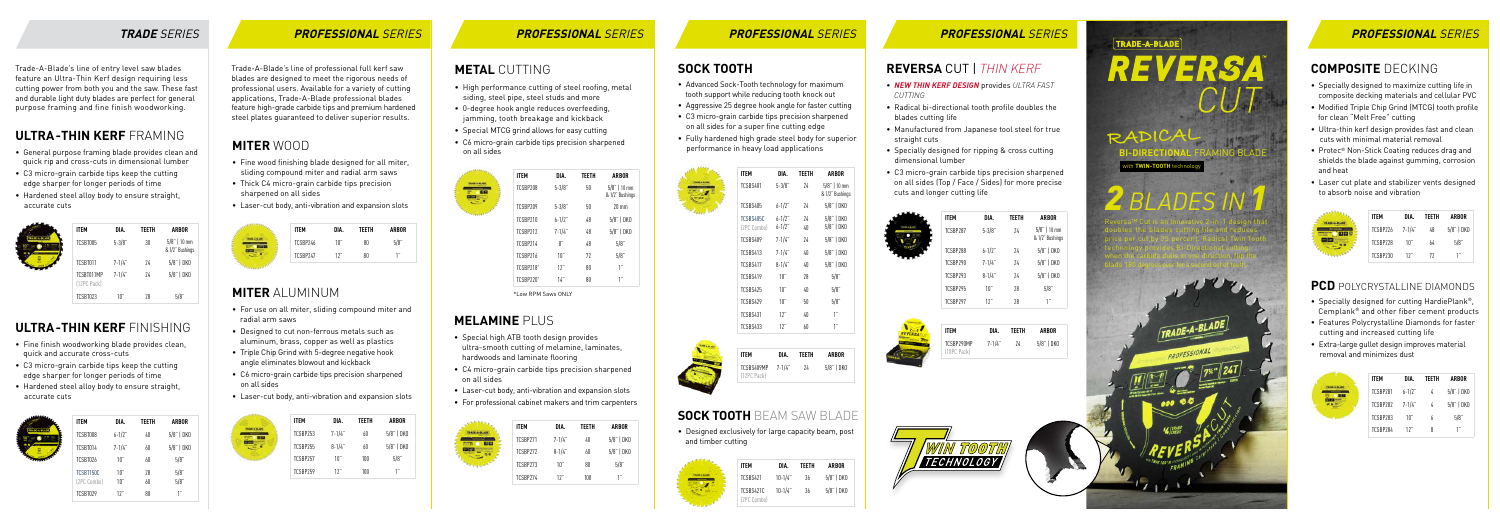## *TRADE SERIES*

Trade-A-Blade's line of entry level saw blades feature an Ultra-Thin Kerf design requiring less cutting power from both you and the saw. These fast and durable light duty blades are perfect for general purpose framing and fine finish woodworking.

## ULTRA-THIN KERF FRAMING

- General purpose framing blade provides clean and quick rip and cross-cuts in dimensional lumber
- C3 micro-grain carbide tips keep the cutting edge sharper for longer periods of time
- Hardened steel alloy body to ensure straight, accurate cuts

| ITEM | DIA. | TEETH | ARBOR |
|---|---|---|---|
| TCSBT005 | 5-3/8" | 30 | 5/8" \| 10 mm & 1/2" Bushings |
| TCSBT011 | 7-1/4" | 24 | 5/8" \| DKO |
| TCSBT011MP (10PC Pack) | 7-1/4" | 24 | 5/8" \| DKO |
| TCSBT023 | 10" | 28 | 5/8" |

## ULTRA-THIN KERF FINISHING

- Fine finish woodworking blade provides clean, quick and accurate cross-cuts
- C3 micro-grain carbide tips keep the cutting edge sharper for longer periods of time
- Hardened steel alloy body to ensure straight, accurate cuts

| ITEM | DIA. | TEETH | ARBOR |
|---|---|---|---|
| TCSBT008 | 6-1/2" | 40 | 5/8" \| DKO |
| TCSBT014 | 7-1/4" | 40 | 5/8" \| DKO |
| TCSBT026 | 10" | 40 | 5/8" |
| TCSBT150C (2PC Combo) | 10"<br>10" | 28<br>40 | 5/8"<br>5/8" |
| TCSBT029 | 12" | 80 | 1" |

## *PROFESSIONAL SERIES*

Trade-A-Blade's line of professional full kerf saw blades are designed to meet the rigorous needs of professional users. Available for a variety of cutting applications, Trade-A-Blade professional blades feature high-grade carbide tips and premium hardened steel plates guaranteed to deliver superior results.

## MITER WOOD

- Fine wood finishing blade designed for all miter, sliding compound miter and radial arm saws
- Thick C4 micro-grain carbide tips precision sharpened on all sides
- Laser-cut body, anti-vibration and expansion slots

| ITEM | DIA. | TEETH | ARBOR |
|---|---|---|---|
| TCSBP346 | 10" | 80 | 5/8" |
| TCSBP347 | 12" | 80 | 1" |

## MITER ALUMINUM

- For use on all miter, sliding compound miter and radial arm saws
- Designed to cut non-ferrous metals such as aluminum, brass, copper as well as plastics
- Triple Chip Grind with 5-degree negative hook angle eliminates blowout and kickback
- C4 micro-grain carbide tips precision sharpened on all sides
- Laser-cut body, anti-vibration and expansion slots

| ITEM | DIA. | TEETH | ARBOR |
|---|---|---|---|
| TCSBP253 | 7-1/4" | 60 | 5/8" \| DKO |
| TCSBP255 | 8-1/4" | 60 | 5/8" \| DKO |
| TCSBP257 | 10" | 100 | 5/8" |
| TCSBP259 | 12" | 100 | 1" |

## METAL CUTTING

- High performance cutting of steel roofing, metal siding, steel pipe, steel studs and more
- 0-degree hook angle reduces overfeeding, jamming, tooth breakage and kickback
- Special MTCG grind allows for easy cutting
- C6 micro-grain carbide tips precision sharpened on all sides

| ITEM | DIA. | TEETH | ARBOR |
|---|---|---|---|
| TCSBP208 | 5-3/8" | 50 | 5/8" \| 10 mm & 1/2" Bushings |
| TCSBP209 | 5-3/8" | 50 | 20 mm |
| TCSBP210 | 6-1/2" | 48 | 5/8" \| DKO |
| TCSBP212 | 7-1/4" | 48 | 5/8" \| DKO |
| TCSBP214 | 8" | 48 | 5/8" |
| TCSBP216 | 10" | 72 | 5/8" |
| TCSBP218* | 12" | 80 | 1" |
| TCSBP220* | 14" | 80 | 1" |

*Low RPM Saws ONLY

## MELAMINE PLUS

- Special high ATB tooth design provides ultra-smooth cutting of melamine, laminates, hardwoods and laminate flooring
- C4 micro-grain carbide tips precision sharpened on all sides
- Laser-cut body, anti-vibration and expansion slots
- For professional cabinet makers and trim carpenters

| ITEM | DIA. | TEETH | ARBOR |
|---|---|---|---|
| TCSBP271 | 7-1/4" | 48 | 5/8" \| DKO |
| TCSBP272 | 8-1/4" | 60 | 5/8" \| DKO |
| TCSBP273 | 10" | 80 | 5/8" |
| TCSBP274 | 12" | 100 | 1" |

## SOCK TOOTH

- Advanced Sock-Tooth technology for maximum tooth support while reducing tooth knock out
- Aggressive 25 degree hook angle for faster cutting
- C3 micro-grain carbide tips precision sharpened on all sides for a super fine cutting edge
- Fully hardened high grade steel body for superior performance in heavy load applications

| ITEM | DIA. | TEETH | ARBOR |
|---|---|---|---|
| TCSBS401 | 5-3/8" | 24 | 5/8" \| 10 mm & 1/2" Bushings |
| TCSBS405 | 6-1/2" | 24 | 5/8" \| DKO |
| TCSBS405C (2PC Combo) | 6-1/2"<br>6-1/2" | 24<br>40 | 5/8" \| DKO<br>5/8" \| DKO |
| TCSBS409 | 7-1/4" | 24 | 5/8" \| DKO |
| TCSBS413 | 7-1/4" | 40 | 5/8" \| DKO |
| TCSBS417 | 8-1/4" | 40 | 5/8" \| DKO |
| TCSBS419 | 10" | 28 | 5/8" |
| TCSBS425 | 10" | 40 | 5/8" |
| TCSBS429 | 10" | 50 | 5/8" |
| TCSBS431 | 12" | 40 | 1" |
| TCSBS433 | 12" | 60 | 1" |

| ITEM | DIA. | TEETH | ARBOR |
|---|---|---|---|
| TCSBS409MP (10PC Pack) | 7-1/4" | 24 | 5/8" \| DKO |

## SOCK TOOTH BEAM SAW BLADE

- Designed exclusively for large capacity beam, post and timber cutting

| ITEM | DIA. | TEETH | ARBOR |
|---|---|---|---|
| TCSBS421 | 10-1/4" | 36 | 5/8" \| DKO |
| TCSBS421C (2PC Combo) | 10-1/4" | 36 | 5/8" \| DKO |

## REVERSA CUT | *THIN KERF*

- ***NEW THIN KERF DESIGN** provides ULTRA FAST CUTTING*
- Radical bi-directional tooth profile doubles the blades cutting life
- Manufactured from Japanese tool steel for true straight cuts
- Specially designed for ripping & cross cutting dimensional lumber
- C3 micro-grain carbide tips precision sharpened on all sides (Top / Face / Sides) for more precise cuts and longer cutting life

| ITEM | DIA. | TEETH | ARBOR |
|---|---|---|---|
| TCSBP287 | 5-3/8" | 24 | 5/8" \| 10 mm & 1/2" Bushings |
| TCSBP288 | 6-1/2" | 24 | 5/8" \| DKO |
| TCSBP290 | 7-1/4" | 24 | 5/8" \| DKO |
| TCSBP293 | 8-1/4" | 24 | 5/8" \| DKO |
| TCSBP295 | 10" | 28 | 5/8" |
| TCSBP297 | 12" | 28 | 1" |

| ITEM | DIA. | TEETH | ARBOR |
|---|---|---|---|
| TCSBP290MP (10PC Pack) | 7-1/4" | 24 | 5/8" \| DKO |

TWIN TOOTH TECHNOLOGY

TRADE-A-BLADE

# REVERSA CUT

RADICAL BI-DIRECTIONAL FRAMING BLADE

with TWIN-TOOTH technology

## 2 BLADES IN 1

Reversa™ Cut is an innovative 2-in-1 design that doubles the blades cutting life and reduces price per cut by 50 percent. Radical Twin Tooth technology provides Bi-Directional cutting; when the cut life dulls in one direction, flip the blade 180 degrees for a second life of teeth.

## *PROFESSIONAL SERIES*

## COMPOSITE DECKING

- Specially designed to maximize cutting life in composite decking materials and cellular PVC
- Modified Triple Chip Grind (MTCG) tooth profile for clean "Melt Free" cutting
- Ultra-thin kerf design provides fast and clean cuts with minimal material removal
- Protec® Non-Stick Coating reduces drag and shields the blade against gumming, corrosion and heat
- Laser cut plate and stabilizer vents designed to absorb noise and vibration

| ITEM | DIA. | TEETH | ARBOR |
|---|---|---|---|
| TCSBP226 | 7-1/4" | 48 | 5/8" \| DKO |
| TCSBP228 | 10" | 64 | 5/8" |
| TCSBP230 | 12" | 72 | 1" |

## PCD POLYCRYSTALLINE DIAMONDS

- Specially designed for cutting HardiePlank®, Cemplank® and other fiber cement products
- Features Polycrystalline Diamonds for faster cutting and increased cutting life
- Extra-large gullet design improves material removal and minimizes dust

| ITEM | DIA. | TEETH | ARBOR |
|---|---|---|---|
| TCSBP281 | 6-1/2" | 4 | 5/8" \| DKO |
| TCSBP282 | 7-1/4" | 4 | 5/8" \| DKO |
| TCSBP283 | 10" | 6 | 5/8" |
| TCSBP284 | 12" | 8 | 1" |